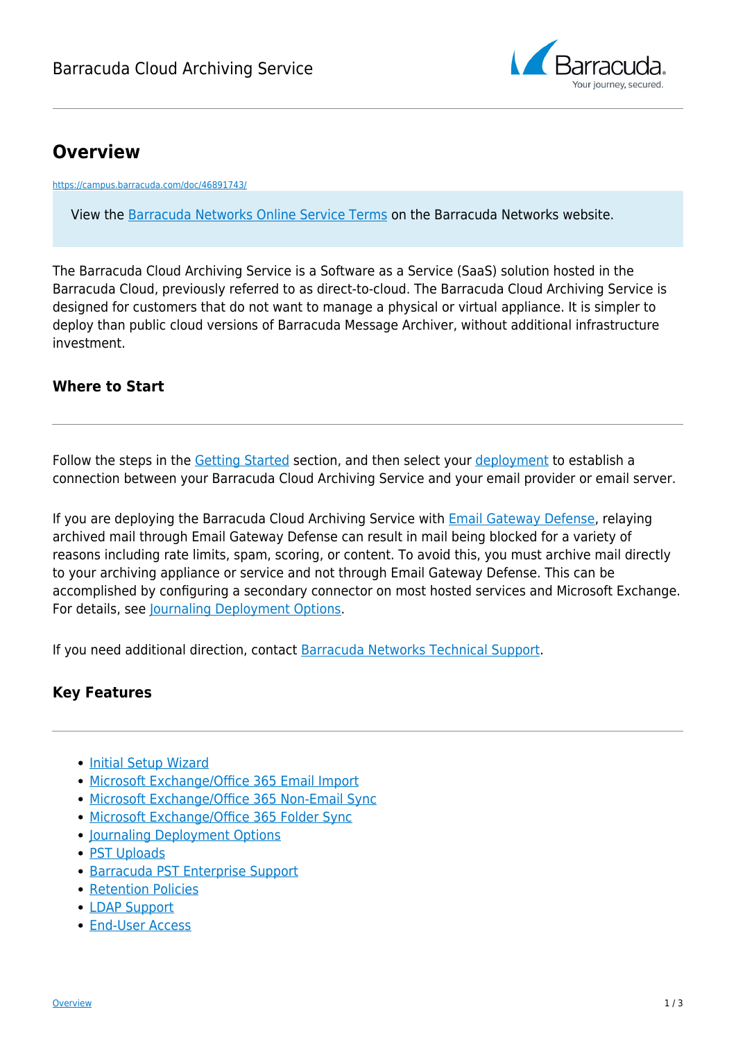# Overview

https://campus.barracuda.com/doc/46891743/

View the Barracuda Networks Online Service Terms on the Barracuda Networks website.

The Barracuda Cloud Archiving Service is a Software as a Service (SaaS) solution hosted in the Barracuda Cloud, previously referred to as direct-to-cloud. The Barracuda Cloud Archiving Service is designed for customers that do not want to manage a physical or virtual appliance. It is simpler to deploy than public cloud versions of Barracuda Message Archiver, without additional infrastructure investment.

## Where to Start

Follow the steps in the Getting Started section, and then select your deployment to establish a connection between your Barracuda Cloud Archiving Service and your email provider or email server.

If you are deploying the Barracuda Cloud Archiving Service with Email Gateway Defense, relaying archived mail through Email Gateway Defense can result in mail being blocked for a variety of reasons including rate limits, spam, scoring, or content. To avoid this, you must archive mail directly to your archiving appliance or service and not through Email Gateway Defense. This can be accomplished by configuring a secondary connector on most hosted services and Microsoft Exchange. For details, see Journaling Deployment Options.

If you need additional direction, contact Barracuda Networks Technical Support.

## Key Features

- Initial Setup Wizard
- Microsoft Exchange/Office 365 Email Import
- Microsoft Exchange/Office 365 Non-Email Sync
- Microsoft Exchange/Office 365 Folder Sync
- Journaling Deployment Options
- PST Uploads
- Barracuda PST Enterprise Support
- Retention Policies
- LDAP Support
- End-User Access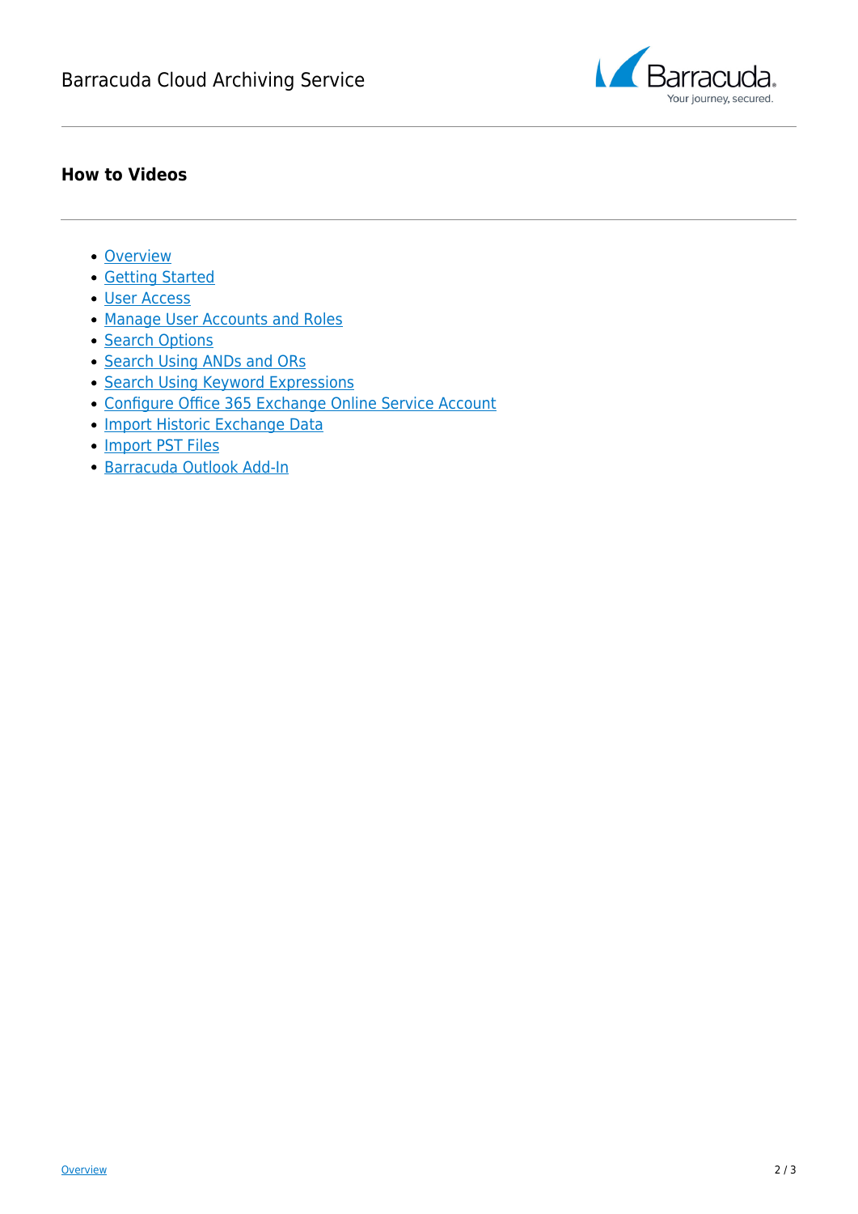## How to Videos

- Overview
- Getting Started
- User Access
- Manage User Accounts and Roles
- Search Options
- Search Using ANDs and ORs
- Search Using Keyword Expressions
- Configure Office 365 Exchange Online Service Account
- Import Historic Exchange Data
- Import PST Files
- Barracuda Outlook Add-In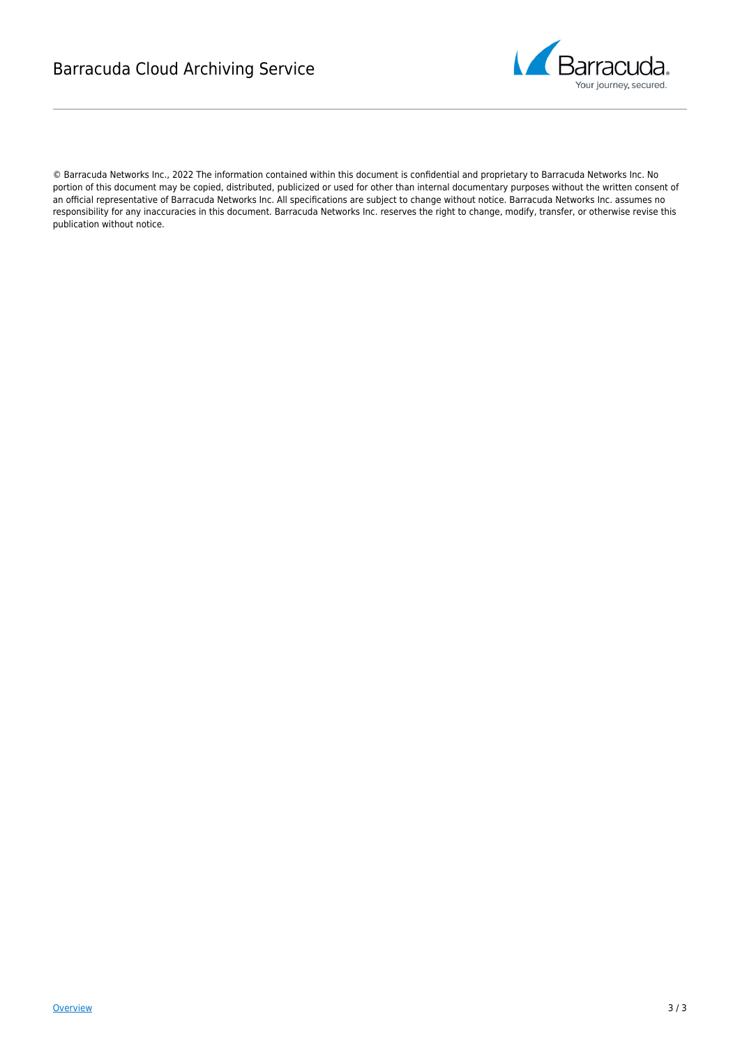© Barracuda Networks Inc., 2022 The information contained within this document is confidential and proprietary to Barracuda Networks Inc. No portion of this document may be copied, distributed, publicized or used for other than internal documentary purposes without the written consent of an official representative of Barracuda Networks Inc. All specifications are subject to change without notice. Barracuda Networks Inc. assumes no responsibility for any inaccuracies in this document. Barracuda Networks Inc. reserves the right to change, modify, transfer, or otherwise revise this publication without notice.